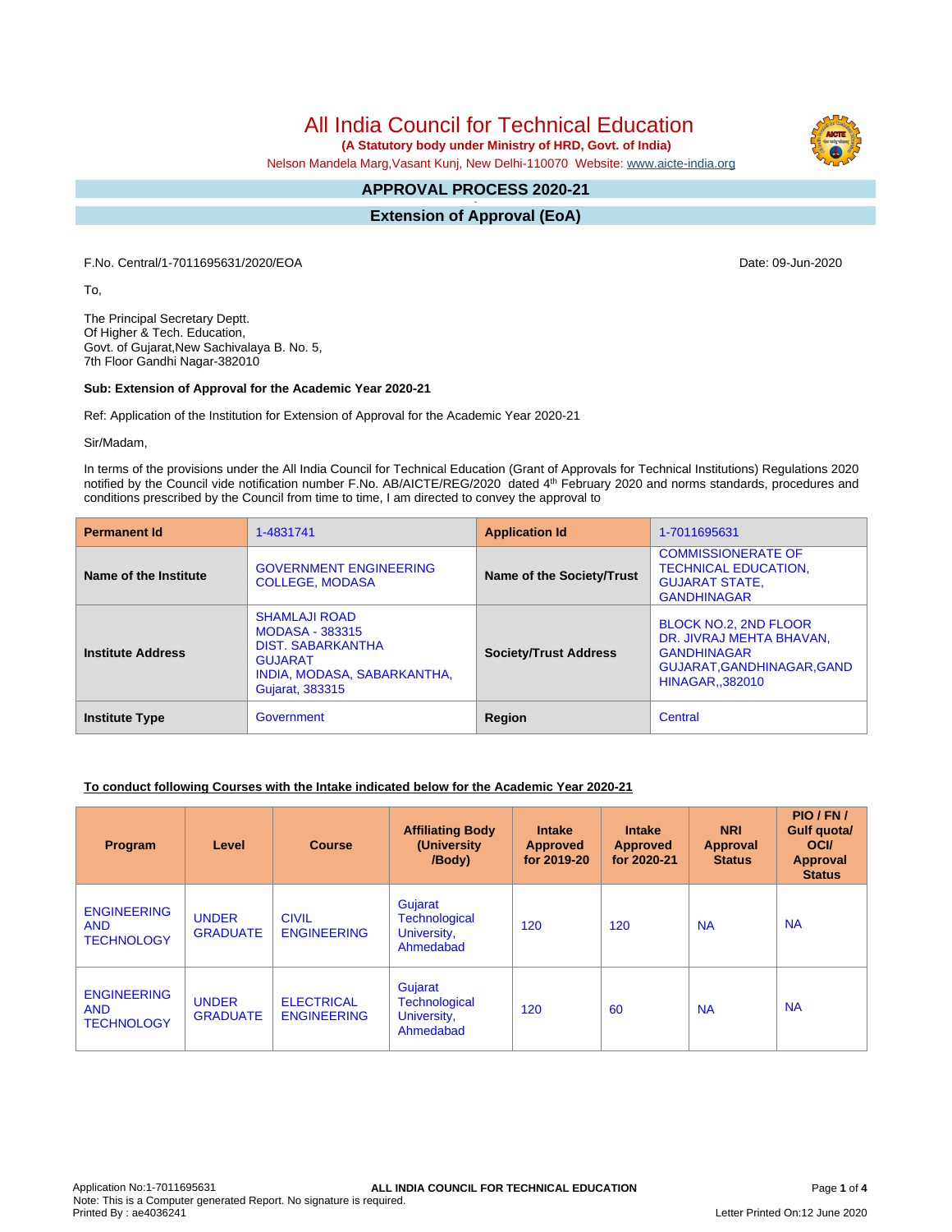# All India Council for Technical Education

**(A Statutory body under Ministry of HRD, Govt. of India)**

Nelson Mandela Marg,Vasant Kunj, New Delhi-110070 Website: www.aicte-india.org

## APPROVAL PROCESS 2020-21

## Extension of Approval (EoA)

F.No. Central/1-7011695631/2020/EOA

Date: 09-Jun-2020

To,

The Principal Secretary Deptt.
Of Higher & Tech. Education,
Govt. of Gujarat,New Sachivalaya B. No. 5,
7th Floor Gandhi Nagar-382010

**Sub: Extension of Approval for the Academic Year 2020-21**

Ref: Application of the Institution for Extension of Approval for the Academic Year 2020-21

Sir/Madam,

In terms of the provisions under the All India Council for Technical Education (Grant of Approvals for Technical Institutions) Regulations 2020 notified by the Council vide notification number F.No. AB/AICTE/REG/2020 dated 4th February 2020 and norms standards, procedures and conditions prescribed by the Council from time to time, I am directed to convey the approval to

| **Permanent Id** | 1-4831741 | **Application Id** | 1-7011695631 |
|---|---|---|---|
| **Name of the Institute** | GOVERNMENT ENGINEERING COLLEGE, MODASA | **Name of the Society/Trust** | COMMISSIONERATE OF TECHNICAL EDUCATION, GUJARAT STATE, GANDHINAGAR |
| **Institute Address** | SHAMLAJI ROAD MODASA - 383315 DIST. SABARKANTHA GUJARAT INDIA, MODASA, SABARKANTHA, Gujarat, 383315 | **Society/Trust Address** | BLOCK NO.2, 2ND FLOOR DR. JIVRAJ MEHTA BHAVAN, GANDHINAGAR GUJARAT,GANDHINAGAR,GANDHINAGAR,,382010 |
| **Institute Type** | Government | **Region** | Central |

**To conduct following Courses with the Intake indicated below for the Academic Year 2020-21**

| Program | Level | Course | Affiliating Body (University /Body) | Intake Approved for 2019-20 | Intake Approved for 2020-21 | NRI Approval Status | PIO / FN / Gulf quota/ OCI/ Approval Status |
|---|---|---|---|---|---|---|---|
| ENGINEERING AND TECHNOLOGY | UNDER GRADUATE | CIVIL ENGINEERING | Gujarat Technological University, Ahmedabad | 120 | 120 | NA | NA |
| ENGINEERING AND TECHNOLOGY | UNDER GRADUATE | ELECTRICAL ENGINEERING | Gujarat Technological University, Ahmedabad | 120 | 60 | NA | NA |

Application No:1-7011695631
Note: This is a Computer generated Report. No signature is required.
Printed By : ae4036241
Letter Printed On:12 June 2020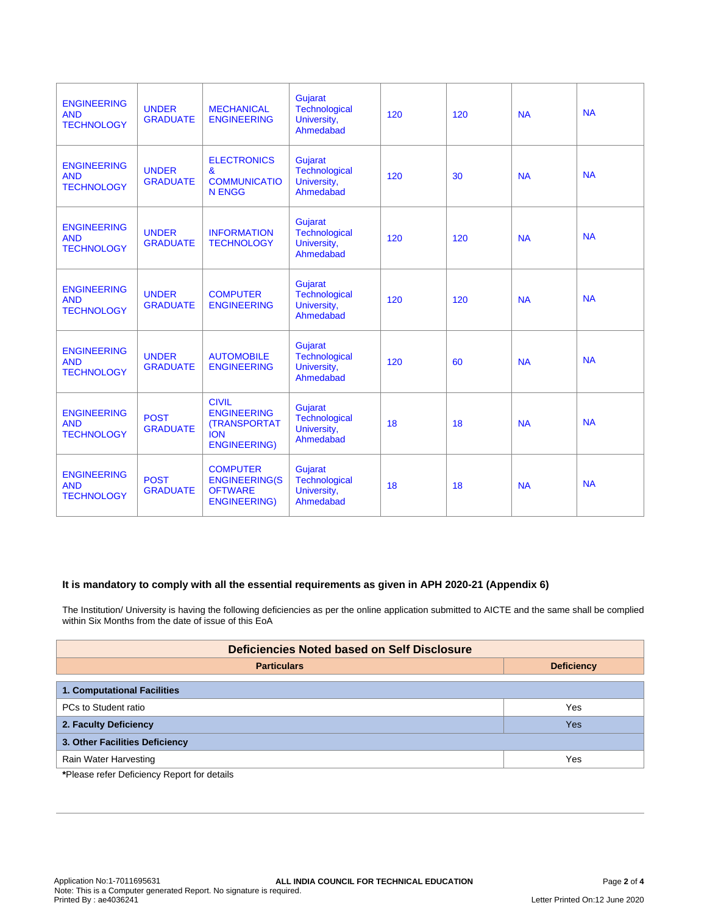| ENGINEERING AND TECHNOLOGY | UNDER GRADUATE | MECHANICAL ENGINEERING | Gujarat Technological University, Ahmedabad | 120 | 120 | NA | NA |
|---|---|---|---|---|---|---|---|
| ENGINEERING AND TECHNOLOGY | UNDER GRADUATE | ELECTRONICS & COMMUNICATION ENGG | Gujarat Technological University, Ahmedabad | 120 | 30 | NA | NA |
| ENGINEERING AND TECHNOLOGY | UNDER GRADUATE | INFORMATION TECHNOLOGY | Gujarat Technological University, Ahmedabad | 120 | 120 | NA | NA |
| ENGINEERING AND TECHNOLOGY | UNDER GRADUATE | COMPUTER ENGINEERING | Gujarat Technological University, Ahmedabad | 120 | 120 | NA | NA |
| ENGINEERING AND TECHNOLOGY | UNDER GRADUATE | AUTOMOBILE ENGINEERING | Gujarat Technological University, Ahmedabad | 120 | 60 | NA | NA |
| ENGINEERING AND TECHNOLOGY | POST GRADUATE | CIVIL ENGINEERING (TRANSPORTATION ENGINEERING) | Gujarat Technological University, Ahmedabad | 18 | 18 | NA | NA |
| ENGINEERING AND TECHNOLOGY | POST GRADUATE | COMPUTER ENGINEERING(SOFTWARE ENGINEERING) | Gujarat Technological University, Ahmedabad | 18 | 18 | NA | NA |

**It is mandatory to comply with all the essential requirements as given in APH 2020-21 (Appendix 6)**

The Institution/ University is having the following deficiencies as per the online application submitted to AICTE and the same shall be complied within Six Months from the date of issue of this EoA

| Deficiencies Noted based on Self Disclosure | |
|---|---|
| **Particulars** | **Deficiency** |
| **1. Computational Facilities** | |
| PCs to Student ratio | Yes |
| **2. Faculty Deficiency** | Yes |
| **3. Other Facilities Deficiency** | |
| Rain Water Harvesting | Yes |

***Please refer Deficiency Report for details**

Application No:1-7011695631
Note: This is a Computer generated Report. No signature is required.
Printed By : ae4036241

ALL INDIA COUNCIL FOR TECHNICAL EDUCATION

Letter Printed On:12 June 2020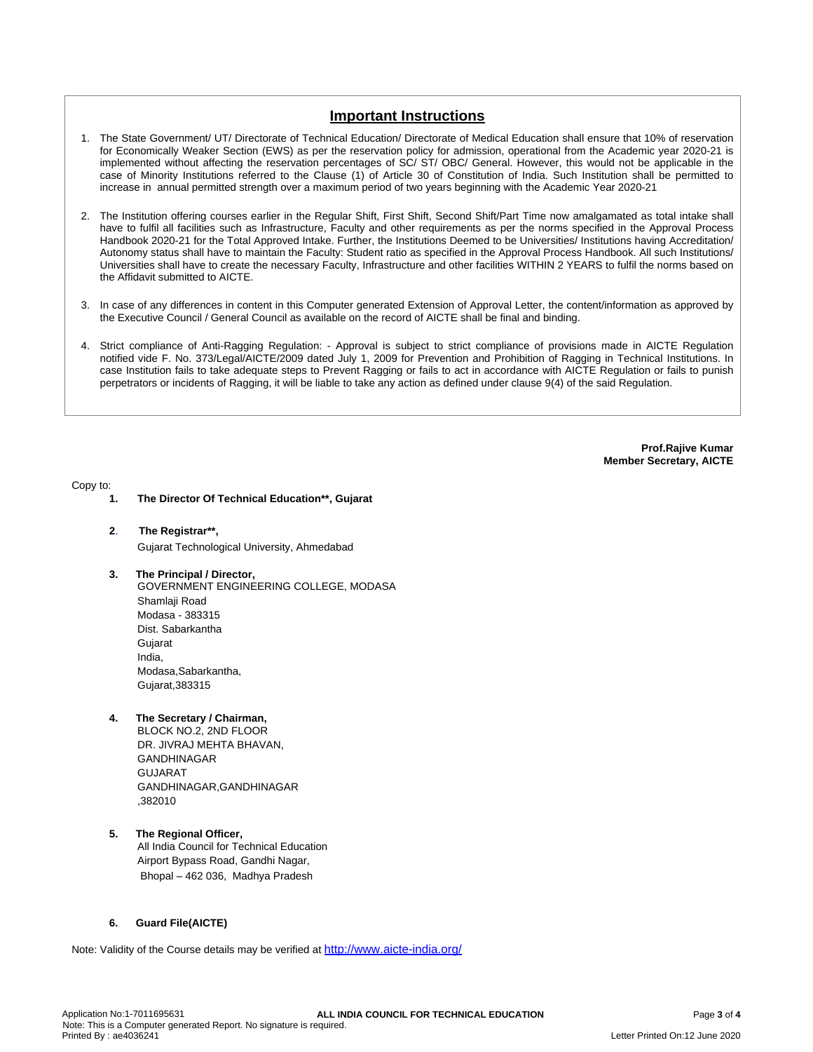## Important Instructions

1. The State Government/ UT/ Directorate of Technical Education/ Directorate of Medical Education shall ensure that 10% of reservation for Economically Weaker Section (EWS) as per the reservation policy for admission, operational from the Academic year 2020-21 is implemented without affecting the reservation percentages of SC/ ST/ OBC/ General. However, this would not be applicable in the case of Minority Institutions referred to the Clause (1) of Article 30 of Constitution of India. Such Institution shall be permitted to increase in annual permitted strength over a maximum period of two years beginning with the Academic Year 2020-21

2. The Institution offering courses earlier in the Regular Shift, First Shift, Second Shift/Part Time now amalgamated as total intake shall have to fulfil all facilities such as Infrastructure, Faculty and other requirements as per the norms specified in the Approval Process Handbook 2020-21 for the Total Approved Intake. Further, the Institutions Deemed to be Universities/ Institutions having Accreditation/ Autonomy status shall have to maintain the Faculty: Student ratio as specified in the Approval Process Handbook. All such Institutions/ Universities shall have to create the necessary Faculty, Infrastructure and other facilities WITHIN 2 YEARS to fulfil the norms based on the Affidavit submitted to AICTE.

3. In case of any differences in content in this Computer generated Extension of Approval Letter, the content/information as approved by the Executive Council / General Council as available on the record of AICTE shall be final and binding.

4. Strict compliance of Anti-Ragging Regulation: - Approval is subject to strict compliance of provisions made in AICTE Regulation notified vide F. No. 373/Legal/AICTE/2009 dated July 1, 2009 for Prevention and Prohibition of Ragging in Technical Institutions. In case Institution fails to take adequate steps to Prevent Ragging or fails to act in accordance with AICTE Regulation or fails to punish perpetrators or incidents of Ragging, it will be liable to take any action as defined under clause 9(4) of the said Regulation.

**Prof.Rajive Kumar**
**Member Secretary, AICTE**

Copy to:

1. **The Director Of Technical Education\*\*, Gujarat**

2. **The Registrar\*\*,**
   Gujarat Technological University, Ahmedabad

3. **The Principal / Director,**
   GOVERNMENT ENGINEERING COLLEGE, MODASA
   Shamlaji Road
   Modasa - 383315
   Dist. Sabarkantha
   Gujarat
   India,
   Modasa,Sabarkantha,
   Gujarat,383315

4. **The Secretary / Chairman,**
   BLOCK NO.2, 2ND FLOOR
   DR. JIVRAJ MEHTA BHAVAN,
   GANDHINAGAR
   GUJARAT
   GANDHINAGAR,GANDHINAGAR
   ,382010

5. **The Regional Officer,**
   All India Council for Technical Education
   Airport Bypass Road, Gandhi Nagar,
   Bhopal – 462 036, Madhya Pradesh

6. **Guard File(AICTE)**

Note: Validity of the Course details may be verified at http://www.aicte-india.org/

Application No:1-7011695631
Note: This is a Computer generated Report. No signature is required.
Printed By : ae4036241

Letter Printed On:12 June 2020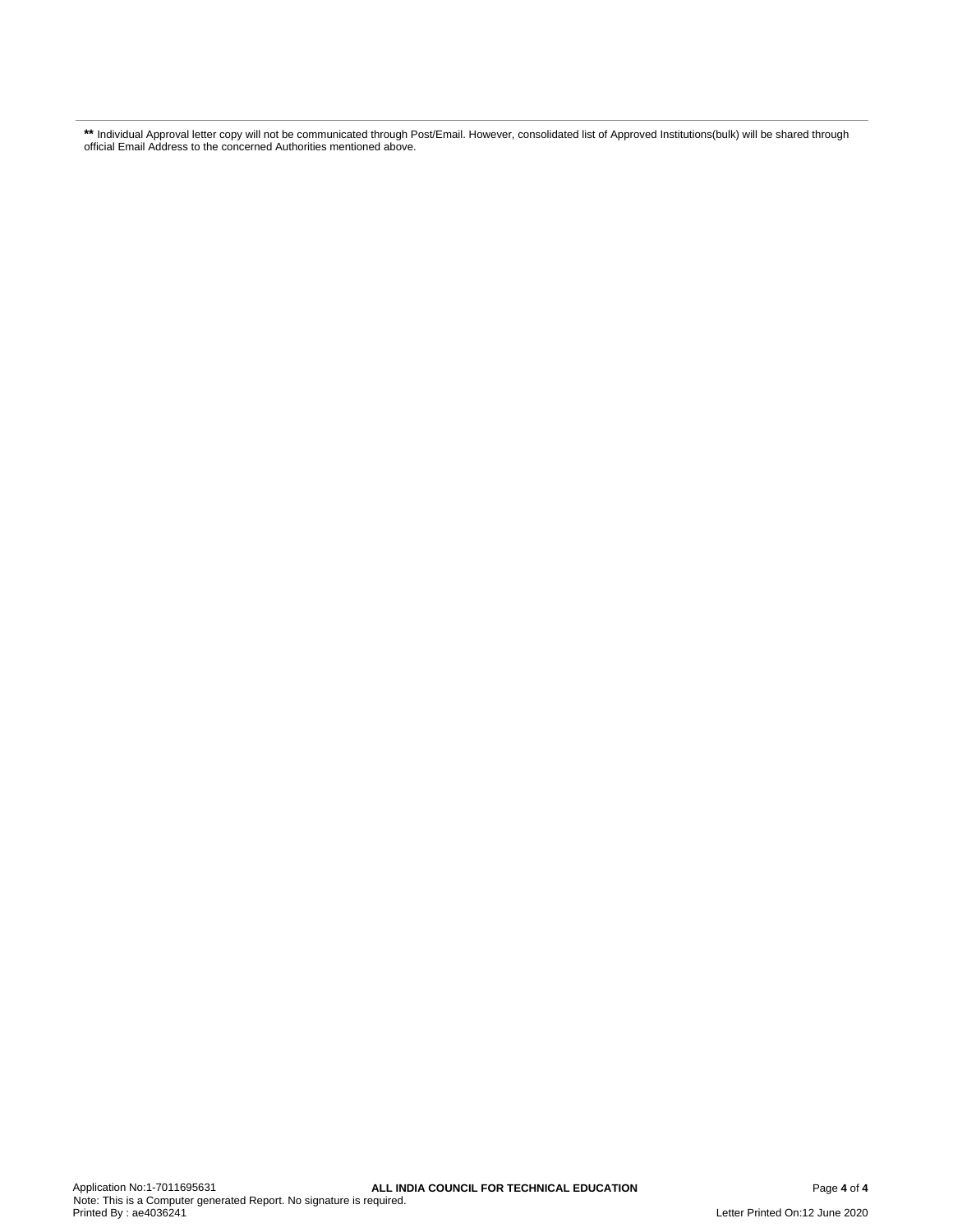**\*\*** Individual Approval letter copy will not be communicated through Post/Email. However, consolidated list of Approved Institutions(bulk) will be shared through official Email Address to the concerned Authorities mentioned above.